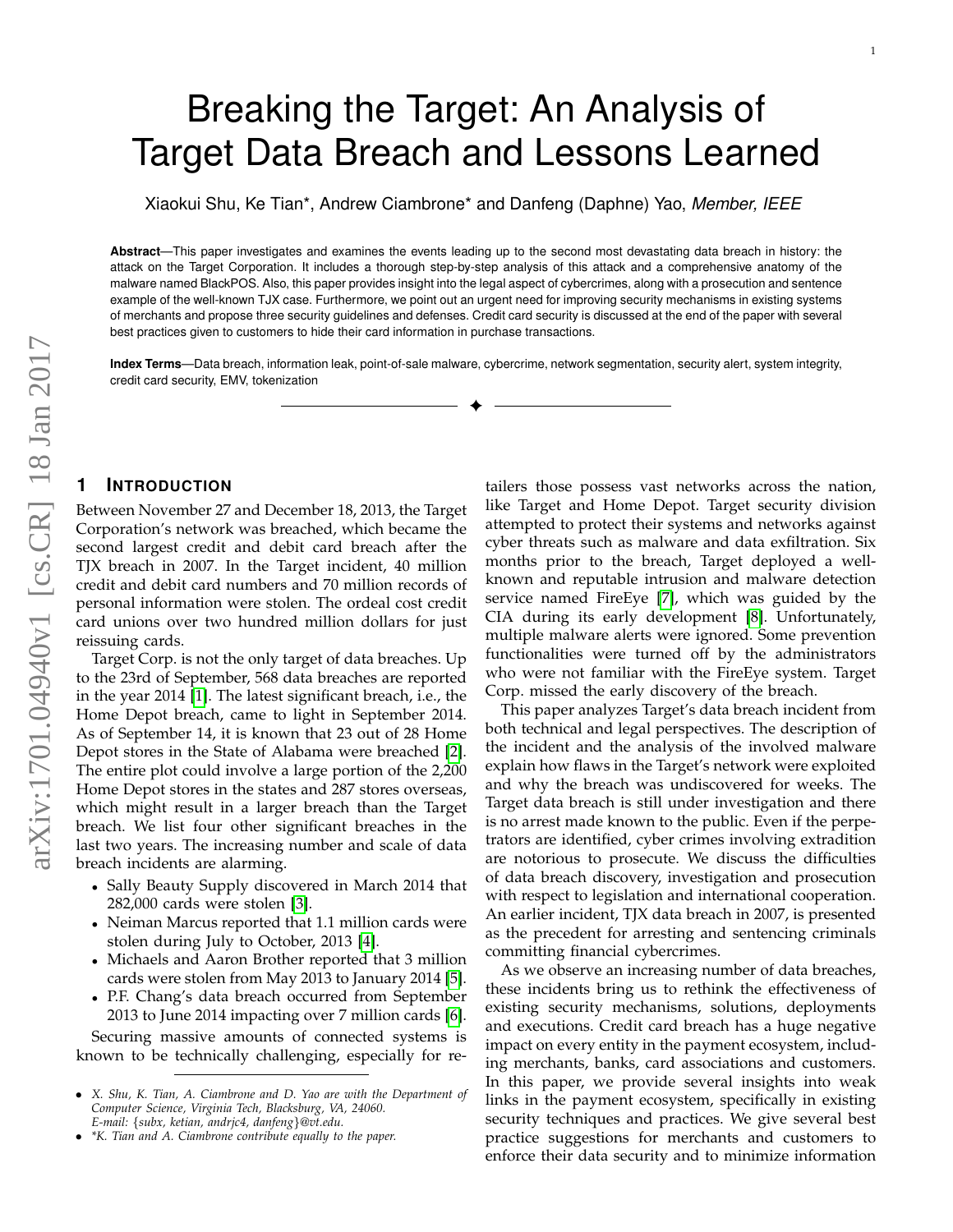# Breaking the Target: An Analysis of Target Data Breach and Lessons Learned

Xiaokui Shu, Ke Tian*, Andrew Ciambrone* and Danfeng (Daphne) Yao, *Member, IEEE*

**Abstract**—This paper investigates and examines the events leading up to the second most devastating data breach in history: the attack on the Target Corporation. It includes a thorough step-by-step analysis of this attack and a comprehensive anatomy of the malware named BlackPOS. Also, this paper provides insight into the legal aspect of cybercrimes, along with a prosecution and sentence example of the well-known TJX case. Furthermore, we point out an urgent need for improving security mechanisms in existing systems of merchants and propose three security guidelines and defenses. Credit card security is discussed at the end of the paper with several best practices given to customers to hide their card information in purchase transactions.

**Index Terms**—Data breach, information leak, point-of-sale malware, cybercrime, network segmentation, security alert, system integrity, credit card security, EMV, tokenization

## 1 Introduction

Between November 27 and December 18, 2013, the Target Corporation's network was breached, which became the second largest credit and debit card breach after the TJX breach in 2007. In the Target incident, 40 million credit and debit card numbers and 70 million records of personal information were stolen. The ordeal cost credit card unions over two hundred million dollars for just reissuing cards.

Target Corp. is not the only target of data breaches. Up to the 23rd of September, 568 data breaches are reported in the year 2014 [1]. The latest significant breach, i.e., the Home Depot breach, came to light in September 2014. As of September 14, it is known that 23 out of 28 Home Depot stores in the State of Alabama were breached [2]. The entire plot could involve a large portion of the 2,200 Home Depot stores in the states and 287 stores overseas, which might result in a larger breach than the Target breach. We list four other significant breaches in the last two years. The increasing number and scale of data breach incidents are alarming.

- Sally Beauty Supply discovered in March 2014 that 282,000 cards were stolen [3].
- Neiman Marcus reported that 1.1 million cards were stolen during July to October, 2013 [4].
- Michaels and Aaron Brother reported that 3 million cards were stolen from May 2013 to January 2014 [5].
- P.F. Chang's data breach occurred from September 2013 to June 2014 impacting over 7 million cards [6].

Securing massive amounts of connected systems is known to be technically challenging, especially for retailers those possess vast networks across the nation, like Target and Home Depot. Target security division attempted to protect their systems and networks against cyber threats such as malware and data exfiltration. Six months prior to the breach, Target deployed a well-known and reputable intrusion and malware detection service named FireEye [7], which was guided by the CIA during its early development [8]. Unfortunately, multiple malware alerts were ignored. Some prevention functionalities were turned off by the administrators who were not familiar with the FireEye system. Target Corp. missed the early discovery of the breach.

This paper analyzes Target's data breach incident from both technical and legal perspectives. The description of the incident and the analysis of the involved malware explain how flaws in the Target's network were exploited and why the breach was undiscovered for weeks. The Target data breach is still under investigation and there is no arrest made known to the public. Even if the perpetrators are identified, cyber crimes involving extradition are notorious to prosecute. We discuss the difficulties of data breach discovery, investigation and prosecution with respect to legislation and international cooperation. An earlier incident, TJX data breach in 2007, is presented as the precedent for arresting and sentencing criminals committing financial cybercrimes.

As we observe an increasing number of data breaches, these incidents bring us to rethink the effectiveness of existing security mechanisms, solutions, deployments and executions. Credit card breach has a huge negative impact on every entity in the payment ecosystem, including merchants, banks, card associations and customers. In this paper, we provide several insights into weak links in the payment ecosystem, specifically in existing security techniques and practices. We give several best practice suggestions for merchants and customers to enforce their data security and to minimize information

- *X. Shu, K. Tian, A. Ciambrone and D. Yao are with the Department of Computer Science, Virginia Tech, Blacksburg, VA, 24060. E-mail: {subx, ketian, andrjc4, danfeng}@vt.edu.*
- *\*K. Tian and A. Ciambrone contribute equally to the paper.*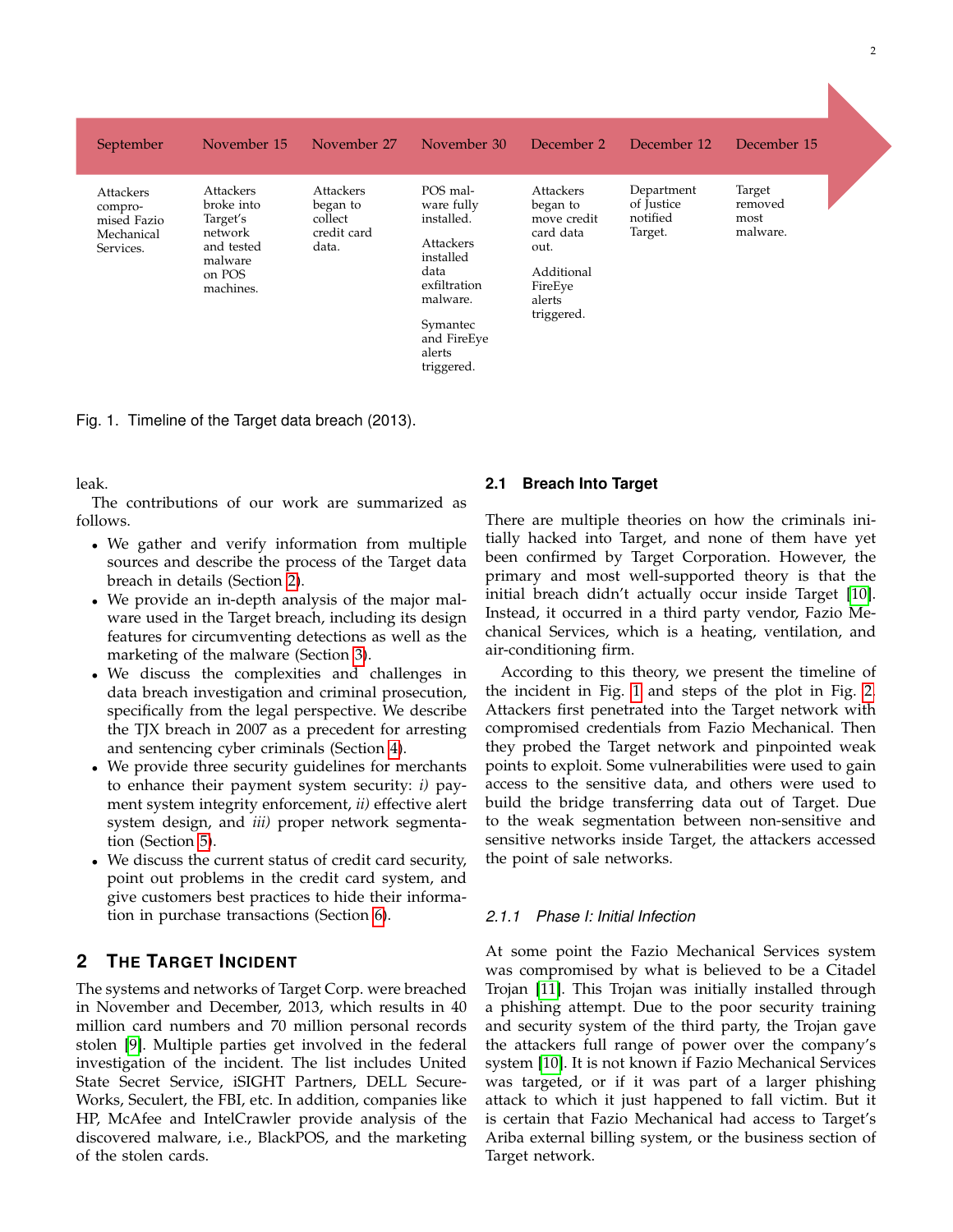| September | November 15 | November 27 | November 30 | December 2 | December 12 | December 15 |
|---|---|---|---|---|---|---|
| Attackers compromised Fazio Mechanical Services. | Attackers broke into Target's network and tested malware on POS machines. | Attackers began to collect credit card data. | POS malware fully installed. Attackers installed data exfiltration malware. Symantec and FireEye alerts triggered. | Attackers began to move credit card data out. Additional FireEye alerts triggered. | Department of Justice notified Target. | Target removed most malware. |

Fig. 1. Timeline of the Target data breach (2013).

leak.

The contributions of our work are summarized as follows.

- We gather and verify information from multiple sources and describe the process of the Target data breach in details (Section 2).
- We provide an in-depth analysis of the major malware used in the Target breach, including its design features for circumventing detections as well as the marketing of the malware (Section 3).
- We discuss the complexities and challenges in data breach investigation and criminal prosecution, specifically from the legal perspective. We describe the TJX breach in 2007 as a precedent for arresting and sentencing cyber criminals (Section 4).
- We provide three security guidelines for merchants to enhance their payment system security: *i)* payment system integrity enforcement, *ii)* effective alert system design, and *iii)* proper network segmentation (Section 5).
- We discuss the current status of credit card security, point out problems in the credit card system, and give customers best practices to hide their information in purchase transactions (Section 6).

## 2 The Target Incident

The systems and networks of Target Corp. were breached in November and December, 2013, which results in 40 million card numbers and 70 million personal records stolen [9]. Multiple parties get involved in the federal investigation of the incident. The list includes United State Secret Service, iSIGHT Partners, DELL SecureWorks, Seculert, the FBI, etc. In addition, companies like HP, McAfee and IntelCrawler provide analysis of the discovered malware, i.e., BlackPOS, and the marketing of the stolen cards.

### 2.1 Breach Into Target

There are multiple theories on how the criminals initially hacked into Target, and none of them have yet been confirmed by Target Corporation. However, the primary and most well-supported theory is that the initial breach didn't actually occur inside Target [10]. Instead, it occurred in a third party vendor, Fazio Mechanical Services, which is a heating, ventilation, and air-conditioning firm.

According to this theory, we present the timeline of the incident in Fig. 1 and steps of the plot in Fig. 2. Attackers first penetrated into the Target network with compromised credentials from Fazio Mechanical. Then they probed the Target network and pinpointed weak points to exploit. Some vulnerabilities were used to gain access to the sensitive data, and others were used to build the bridge transferring data out of Target. Due to the weak segmentation between non-sensitive and sensitive networks inside Target, the attackers accessed the point of sale networks.

#### 2.1.1 Phase I: Initial Infection

At some point the Fazio Mechanical Services system was compromised by what is believed to be a Citadel Trojan [11]. This Trojan was initially installed through a phishing attempt. Due to the poor security training and security system of the third party, the Trojan gave the attackers full range of power over the company's system [10]. It is not known if Fazio Mechanical Services was targeted, or if it was part of a larger phishing attack to which it just happened to fall victim. But it is certain that Fazio Mechanical had access to Target's Ariba external billing system, or the business section of Target network.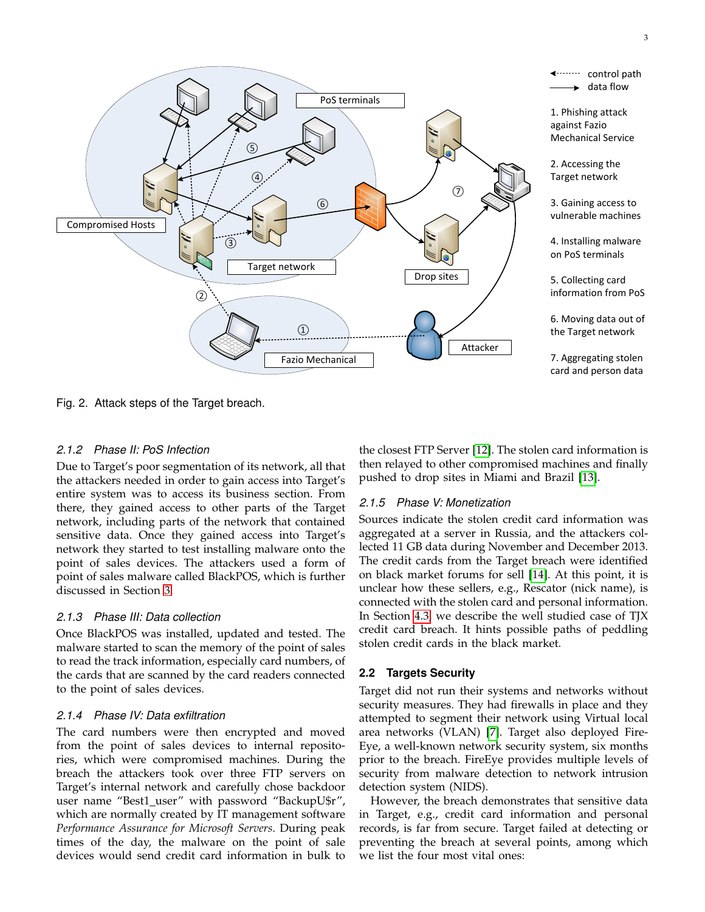Fig. 2. Attack steps of the Target breach.

#### 2.1.2 Phase II: PoS Infection

Due to Target's poor segmentation of its network, all that the attackers needed in order to gain access into Target's entire system was to access its business section. From there, they gained access to other parts of the Target network, including parts of the network that contained sensitive data. Once they gained access into Target's network they started to test installing malware onto the point of sales devices. The attackers used a form of point of sales malware called BlackPOS, which is further discussed in Section 3

#### 2.1.3 Phase III: Data collection

Once BlackPOS was installed, updated and tested. The malware started to scan the memory of the point of sales to read the track information, especially card numbers, of the cards that are scanned by the card readers connected to the point of sales devices.

#### 2.1.4 Phase IV: Data exfiltration

The card numbers were then encrypted and moved from the point of sales devices to internal repositories, which were compromised machines. During the breach the attackers took over three FTP servers on Target's internal network and carefully chose backdoor user name "Best1_user" with password "BackupU$r", which are normally created by IT management software *Performance Assurance for Microsoft Servers*. During peak times of the day, the malware on the point of sale devices would send credit card information in bulk to the closest FTP Server [12]. The stolen card information is then relayed to other compromised machines and finally pushed to drop sites in Miami and Brazil [13].

#### 2.1.5 Phase V: Monetization

Sources indicate the stolen credit card information was aggregated at a server in Russia, and the attackers collected 11 GB data during November and December 2013. The credit cards from the Target breach were identified on black market forums for sell [14]. At this point, it is unclear how these sellers, e.g., Rescator (nick name), is connected with the stolen card and personal information. In Section 4.3, we describe the well studied case of TJX credit card breach. It hints possible paths of peddling stolen credit cards in the black market.

### 2.2 Targets Security

Target did not run their systems and networks without security measures. They had firewalls in place and they attempted to segment their network using Virtual local area networks (VLAN) [7]. Target also deployed FireEye, a well-known network security system, six months prior to the breach. FireEye provides multiple levels of security from malware detection to network intrusion detection system (NIDS).

However, the breach demonstrates that sensitive data in Target, e.g., credit card information and personal records, is far from secure. Target failed at detecting or preventing the breach at several points, among which we list the four most vital ones: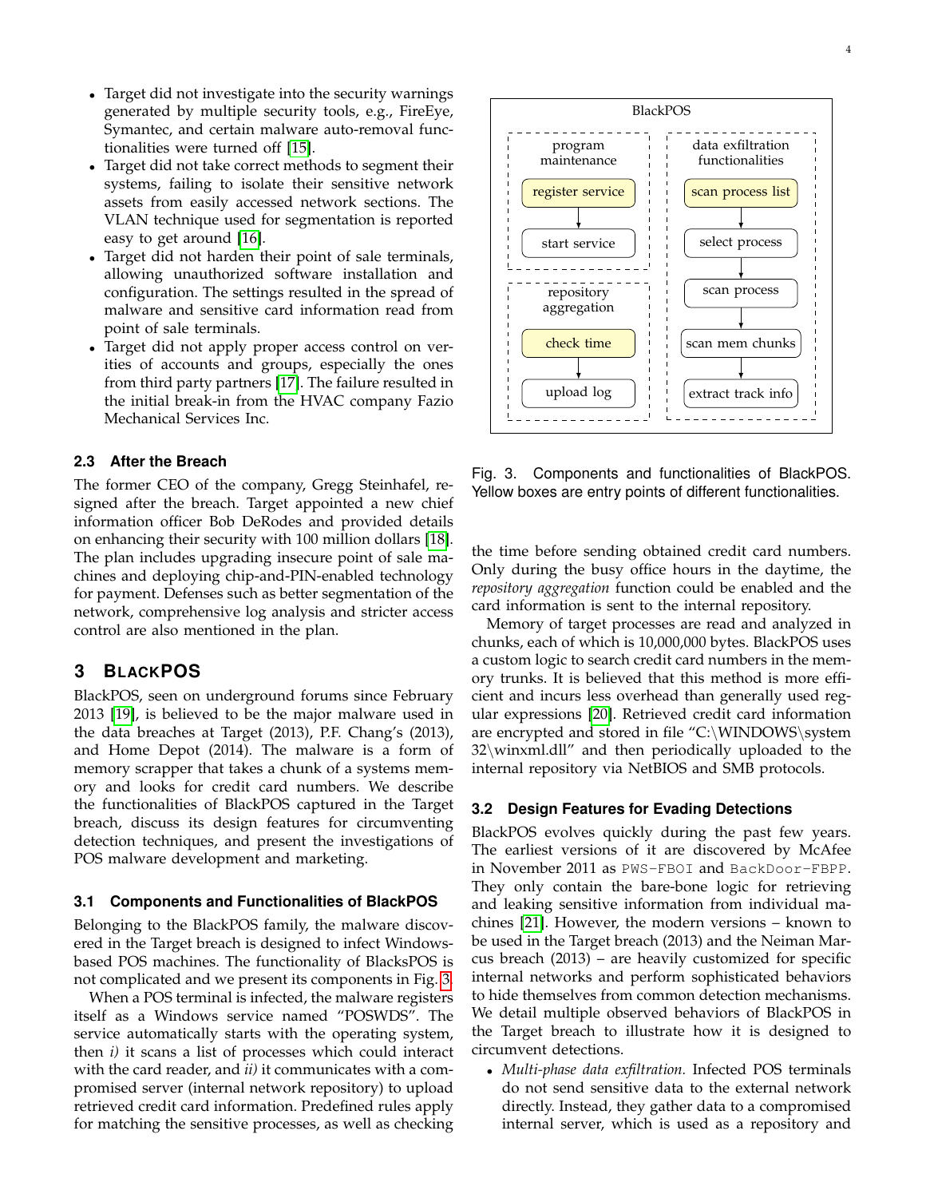- Target did not investigate into the security warnings generated by multiple security tools, e.g., FireEye, Symantec, and certain malware auto-removal functionalities were turned off [15].
- Target did not take correct methods to segment their systems, failing to isolate their sensitive network assets from easily accessed network sections. The VLAN technique used for segmentation is reported easy to get around [16].
- Target did not harden their point of sale terminals, allowing unauthorized software installation and configuration. The settings resulted in the spread of malware and sensitive card information read from point of sale terminals.
- Target did not apply proper access control on verities of accounts and groups, especially the ones from third party partners [17]. The failure resulted in the initial break-in from the HVAC company Fazio Mechanical Services Inc.

### 2.3 After the Breach

The former CEO of the company, Gregg Steinhafel, resigned after the breach. Target appointed a new chief information officer Bob DeRodes and provided details on enhancing their security with 100 million dollars [18]. The plan includes upgrading insecure point of sale machines and deploying chip-and-PIN-enabled technology for payment. Defenses such as better segmentation of the network, comprehensive log analysis and stricter access control are also mentioned in the plan.

## 3 BlackPOS

BlackPOS, seen on underground forums since February 2013 [19], is believed to be the major malware used in the data breaches at Target (2013), P.F. Chang's (2013), and Home Depot (2014). The malware is a form of memory scrapper that takes a chunk of a systems memory and looks for credit card numbers. We describe the functionalities of BlackPOS captured in the Target breach, discuss its design features for circumventing detection techniques, and present the investigations of POS malware development and marketing.

### 3.1 Components and Functionalities of BlackPOS

Belonging to the BlackPOS family, the malware discovered in the Target breach is designed to infect Windows-based POS machines. The functionality of BlacksPOS is not complicated and we present its components in Fig. 3.

When a POS terminal is infected, the malware registers itself as a Windows service named "POSWDS". The service automatically starts with the operating system, then *i)* it scans a list of processes which could interact with the card reader, and *ii)* it communicates with a compromised server (internal network repository) to upload retrieved credit card information. Predefined rules apply for matching the sensitive processes, as well as checking the time before sending obtained credit card numbers. Only during the busy office hours in the daytime, the *repository aggregation* function could be enabled and the card information is sent to the internal repository.

BlackPOS

| program maintenance | data exfiltration functionalities |
| --- | --- |
| register service → start service | scan process list → select process → scan process → scan mem chunks → extract track info |
| **repository aggregation** | |
| check time → upload log | |

Fig. 3. Components and functionalities of BlackPOS. Yellow boxes are entry points of different functionalities.

Memory of target processes are read and analyzed in chunks, each of which is 10,000,000 bytes. BlackPOS uses a custom logic to search credit card numbers in the memory trunks. It is believed that this method is more efficient and incurs less overhead than generally used regular expressions [20]. Retrieved credit card information are encrypted and stored in file "C:\WINDOWS\system 32\winxml.dll" and then periodically uploaded to the internal repository via NetBIOS and SMB protocols.

### 3.2 Design Features for Evading Detections

BlackPOS evolves quickly during the past few years. The earliest versions of it are discovered by McAfee in November 2011 as `PWS-FBOI` and `BackDoor-FBPP`. They only contain the bare-bone logic for retrieving and leaking sensitive information from individual machines [21]. However, the modern versions – known to be used in the Target breach (2013) and the Neiman Marcus breach (2013) – are heavily customized for specific internal networks and perform sophisticated behaviors to hide themselves from common detection mechanisms. We detail multiple observed behaviors of BlackPOS in the Target breach to illustrate how it is designed to circumvent detections.

- *Multi-phase data exfiltration.* Infected POS terminals do not send sensitive data to the external network directly. Instead, they gather data to a compromised internal server, which is used as a repository and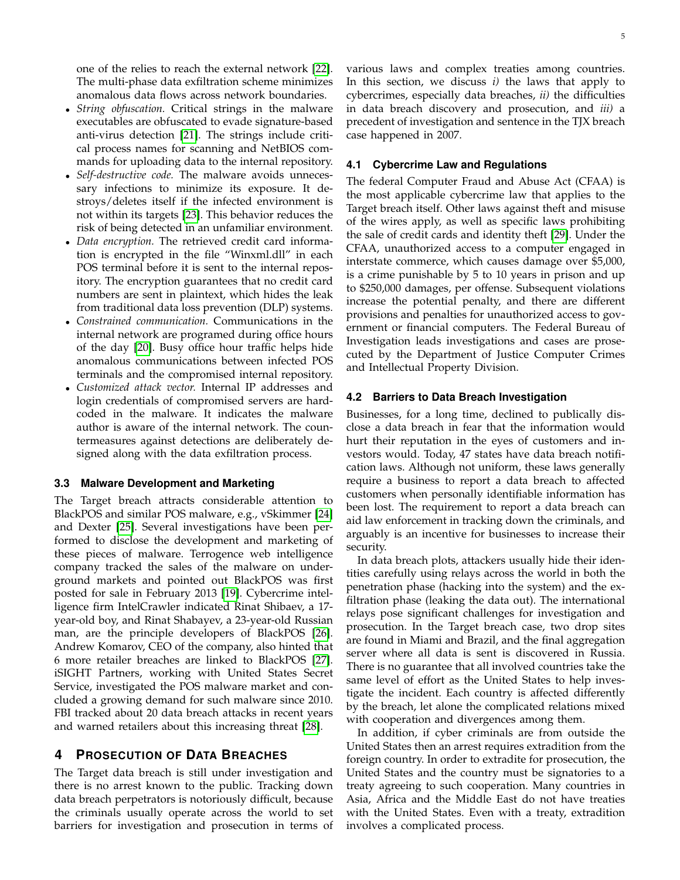one of the relies to reach the external network [22]. The multi-phase data exfiltration scheme minimizes anomalous data flows across network boundaries.

- *String obfuscation.* Critical strings in the malware executables are obfuscated to evade signature-based anti-virus detection [21]. The strings include critical process names for scanning and NetBIOS commands for uploading data to the internal repository.
- *Self-destructive code.* The malware avoids unnecessary infections to minimize its exposure. It destroys/deletes itself if the infected environment is not within its targets [23]. This behavior reduces the risk of being detected in an unfamiliar environment.
- *Data encryption.* The retrieved credit card information is encrypted in the file "Winxml.dll" in each POS terminal before it is sent to the internal repository. The encryption guarantees that no credit card numbers are sent in plaintext, which hides the leak from traditional data loss prevention (DLP) systems.
- *Constrained communication.* Communications in the internal network are programed during office hours of the day [20]. Busy office hour traffic helps hide anomalous communications between infected POS terminals and the compromised internal repository.
- *Customized attack vector.* Internal IP addresses and login credentials of compromised servers are hard-coded in the malware. It indicates the malware author is aware of the internal network. The countermeasures against detections are deliberately designed along with the data exfiltration process.

### 3.3 Malware Development and Marketing

The Target breach attracts considerable attention to BlackPOS and similar POS malware, e.g., vSkimmer [24] and Dexter [25]. Several investigations have been performed to disclose the development and marketing of these pieces of malware. Terrogence web intelligence company tracked the sales of the malware on underground markets and pointed out BlackPOS was first posted for sale in February 2013 [19]. Cybercrime intelligence firm IntelCrawler indicated Rinat Shibaev, a 17-year-old boy, and Rinat Shabayev, a 23-year-old Russian man, are the principle developers of BlackPOS [26]. Andrew Komarov, CEO of the company, also hinted that 6 more retailer breaches are linked to BlackPOS [27]. iSIGHT Partners, working with United States Secret Service, investigated the POS malware market and concluded a growing demand for such malware since 2010. FBI tracked about 20 data breach attacks in recent years and warned retailers about this increasing threat [28].

## 4 Prosecution of Data Breaches

The Target data breach is still under investigation and there is no arrest known to the public. Tracking down data breach perpetrators is notoriously difficult, because the criminals usually operate across the world to set barriers for investigation and prosecution in terms of various laws and complex treaties among countries. In this section, we discuss *i)* the laws that apply to cybercrimes, especially data breaches, *ii)* the difficulties in data breach discovery and prosecution, and *iii)* a precedent of investigation and sentence in the TJX breach case happened in 2007.

### 4.1 Cybercrime Law and Regulations

The federal Computer Fraud and Abuse Act (CFAA) is the most applicable cybercrime law that applies to the Target breach itself. Other laws against theft and misuse of the wires apply, as well as specific laws prohibiting the sale of credit cards and identity theft [29]. Under the CFAA, unauthorized access to a computer engaged in interstate commerce, which causes damage over \$5,000, is a crime punishable by 5 to 10 years in prison and up to \$250,000 damages, per offense. Subsequent violations increase the potential penalty, and there are different provisions and penalties for unauthorized access to government or financial computers. The Federal Bureau of Investigation leads investigations and cases are prosecuted by the Department of Justice Computer Crimes and Intellectual Property Division.

### 4.2 Barriers to Data Breach Investigation

Businesses, for a long time, declined to publically disclose a data breach in fear that the information would hurt their reputation in the eyes of customers and investors would. Today, 47 states have data breach notification laws. Although not uniform, these laws generally require a business to report a data breach to affected customers when personally identifiable information has been lost. The requirement to report a data breach can aid law enforcement in tracking down the criminals, and arguably is an incentive for businesses to increase their security.

In data breach plots, attackers usually hide their identities carefully using relays across the world in both the penetration phase (hacking into the system) and the exfiltration phase (leaking the data out). The international relays pose significant challenges for investigation and prosecution. In the Target breach case, two drop sites are found in Miami and Brazil, and the final aggregation server where all data is sent is discovered in Russia. There is no guarantee that all involved countries take the same level of effort as the United States to help investigate the incident. Each country is affected differently by the breach, let alone the complicated relations mixed with cooperation and divergences among them.

In addition, if cyber criminals are from outside the United States then an arrest requires extradition from the foreign country. In order to extradite for prosecution, the United States and the country must be signatories to a treaty agreeing to such cooperation. Many countries in Asia, Africa and the Middle East do not have treaties with the United States. Even with a treaty, extradition involves a complicated process.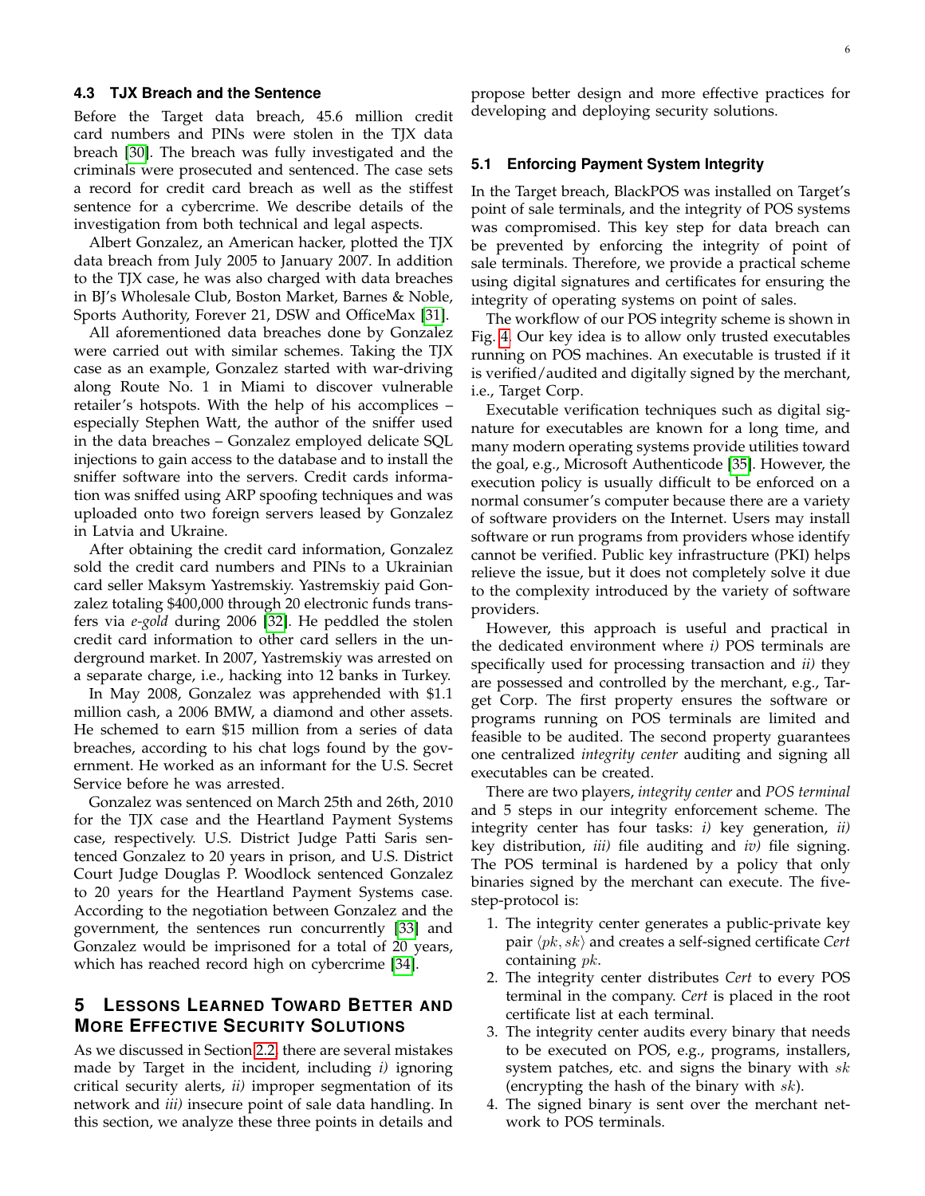### 4.3 TJX Breach and the Sentence

Before the Target data breach, 45.6 million credit card numbers and PINs were stolen in the TJX data breach [30]. The breach was fully investigated and the criminals were prosecuted and sentenced. The case sets a record for credit card breach as well as the stiffest sentence for a cybercrime. We describe details of the investigation from both technical and legal aspects.

Albert Gonzalez, an American hacker, plotted the TJX data breach from July 2005 to January 2007. In addition to the TJX case, he was also charged with data breaches in BJ's Wholesale Club, Boston Market, Barnes & Noble, Sports Authority, Forever 21, DSW and OfficeMax [31].

All aforementioned data breaches done by Gonzalez were carried out with similar schemes. Taking the TJX case as an example, Gonzalez started with war-driving along Route No. 1 in Miami to discover vulnerable retailer's hotspots. With the help of his accomplices – especially Stephen Watt, the author of the sniffer used in the data breaches – Gonzalez employed delicate SQL injections to gain access to the database and to install the sniffer software into the servers. Credit cards information was sniffed using ARP spoofing techniques and was uploaded onto two foreign servers leased by Gonzalez in Latvia and Ukraine.

After obtaining the credit card information, Gonzalez sold the credit card numbers and PINs to a Ukrainian card seller Maksym Yastremskiy. Yastremskiy paid Gonzalez totaling $400,000 through 20 electronic funds transfers via *e-gold* during 2006 [32]. He peddled the stolen credit card information to other card sellers in the underground market. In 2007, Yastremskiy was arrested on a separate charge, i.e., hacking into 12 banks in Turkey.

In May 2008, Gonzalez was apprehended with $1.1 million cash, a 2006 BMW, a diamond and other assets. He schemed to earn $15 million from a series of data breaches, according to his chat logs found by the government. He worked as an informant for the U.S. Secret Service before he was arrested.

Gonzalez was sentenced on March 25th and 26th, 2010 for the TJX case and the Heartland Payment Systems case, respectively. U.S. District Judge Patti Saris sentenced Gonzalez to 20 years in prison, and U.S. District Court Judge Douglas P. Woodlock sentenced Gonzalez to 20 years for the Heartland Payment Systems case. According to the negotiation between Gonzalez and the government, the sentences run concurrently [33] and Gonzalez would be imprisoned for a total of 20 years, which has reached record high on cybercrime [34].

## 5 Lessons Learned Toward Better and More Effective Security Solutions

As we discussed in Section 2.2, there are several mistakes made by Target in the incident, including *i)* ignoring critical security alerts, *ii)* improper segmentation of its network and *iii)* insecure point of sale data handling. In this section, we analyze these three points in details and propose better design and more effective practices for developing and deploying security solutions.

### 5.1 Enforcing Payment System Integrity

In the Target breach, BlackPOS was installed on Target's point of sale terminals, and the integrity of POS systems was compromised. This key step for data breach can be prevented by enforcing the integrity of point of sale terminals. Therefore, we provide a practical scheme using digital signatures and certificates for ensuring the integrity of operating systems on point of sales.

The workflow of our POS integrity scheme is shown in Fig. 4. Our key idea is to allow only trusted executables running on POS machines. An executable is trusted if it is verified/audited and digitally signed by the merchant, i.e., Target Corp.

Executable verification techniques such as digital signature for executables are known for a long time, and many modern operating systems provide utilities toward the goal, e.g., Microsoft Authenticode [35]. However, the execution policy is usually difficult to be enforced on a normal consumer's computer because there are a variety of software providers on the Internet. Users may install software or run programs from providers whose identify cannot be verified. Public key infrastructure (PKI) helps relieve the issue, but it does not completely solve it due to the complexity introduced by the variety of software providers.

However, this approach is useful and practical in the dedicated environment where *i)* POS terminals are specifically used for processing transaction and *ii)* they are possessed and controlled by the merchant, e.g., Target Corp. The first property ensures the software or programs running on POS terminals are limited and feasible to be audited. The second property guarantees one centralized *integrity center* auditing and signing all executables can be created.

There are two players, *integrity center* and *POS terminal* and 5 steps in our integrity enforcement scheme. The integrity center has four tasks: *i)* key generation, *ii)* key distribution, *iii)* file auditing and *iv)* file signing. The POS terminal is hardened by a policy that only binaries signed by the merchant can execute. The five-step-protocol is:

1. The integrity center generates a public-private key pair $\langle pk, sk \rangle$ and creates a self-signed certificate *Cert* containing $pk$.
2. The integrity center distributes *Cert* to every POS terminal in the company. *Cert* is placed in the root certificate list at each terminal.
3. The integrity center audits every binary that needs to be executed on POS, e.g., programs, installers, system patches, etc. and signs the binary with $sk$ (encrypting the hash of the binary with $sk$).
4. The signed binary is sent over the merchant network to POS terminals.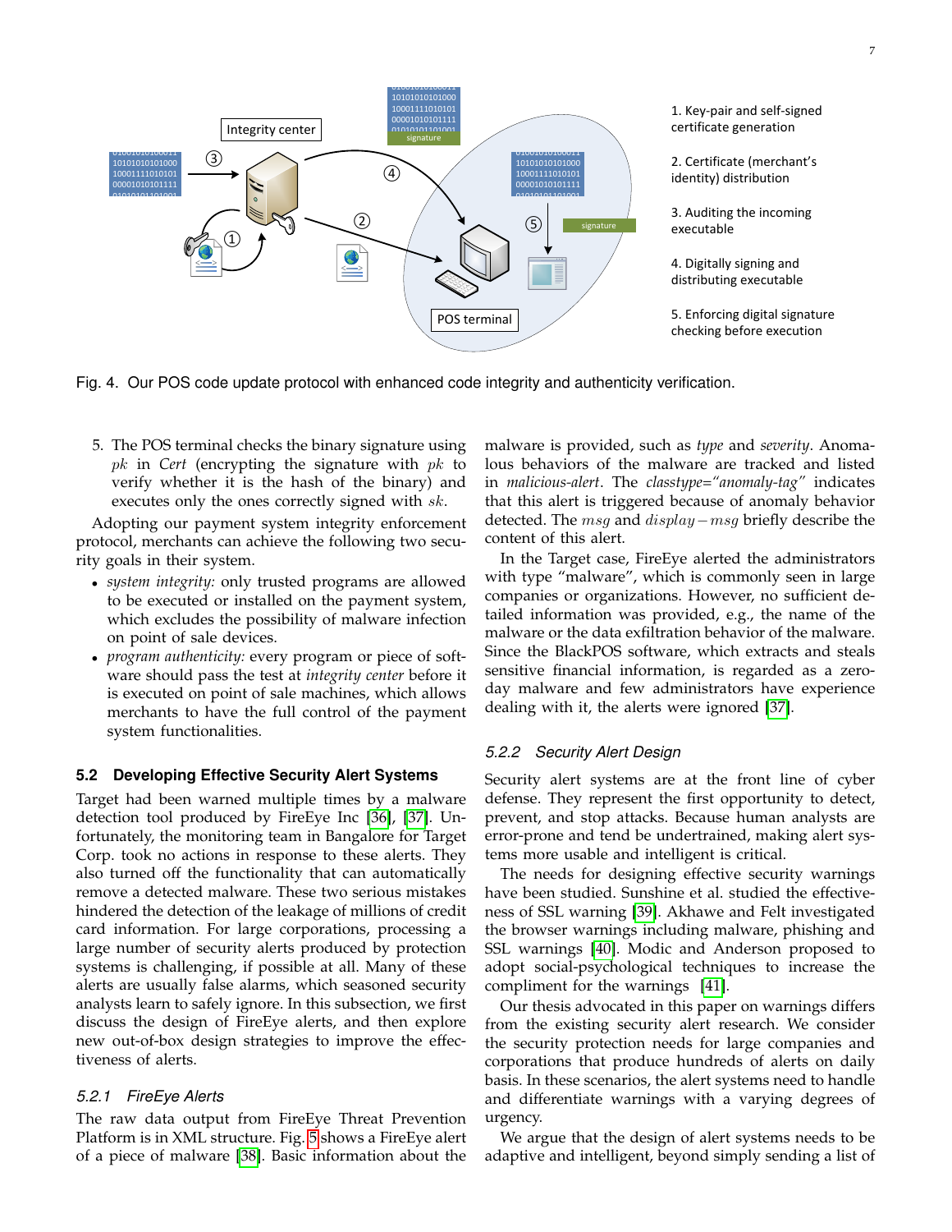1. Key-pair and self-signed certificate generation

2. Certificate (merchant's identity) distribution

3. Auditing the incoming executable

4. Digitally signing and distributing executable

5. Enforcing digital signature checking before execution

Fig. 4. Our POS code update protocol with enhanced code integrity and authenticity verification.

5. The POS terminal checks the binary signature using $pk$ in *Cert* (encrypting the signature with $pk$ to verify whether it is the hash of the binary) and executes only the ones correctly signed with $sk$.

Adopting our payment system integrity enforcement protocol, merchants can achieve the following two security goals in their system.

- *system integrity:* only trusted programs are allowed to be executed or installed on the payment system, which excludes the possibility of malware infection on point of sale devices.
- *program authenticity:* every program or piece of software should pass the test at *integrity center* before it is executed on point of sale machines, which allows merchants to have the full control of the payment system functionalities.

### 5.2 Developing Effective Security Alert Systems

Target had been warned multiple times by a malware detection tool produced by FireEye Inc [36], [37]. Unfortunately, the monitoring team in Bangalore for Target Corp. took no actions in response to these alerts. They also turned off the functionality that can automatically remove a detected malware. These two serious mistakes hindered the detection of the leakage of millions of credit card information. For large corporations, processing a large number of security alerts produced by protection systems is challenging, if possible at all. Many of these alerts are usually false alarms, which seasoned security analysts learn to safely ignore. In this subsection, we first discuss the design of FireEye alerts, and then explore new out-of-box design strategies to improve the effectiveness of alerts.

#### *5.2.1 FireEye Alerts*

The raw data output from FireEye Threat Prevention Platform is in XML structure. Fig. 5 shows a FireEye alert of a piece of malware [38]. Basic information about the malware is provided, such as *type* and *severity*. Anomalous behaviors of the malware are tracked and listed in *malicious-alert*. The *classtype="anomaly-tag"* indicates that this alert is triggered because of anomaly behavior detected. The $msg$ and $display-msg$ briefly describe the content of this alert.

In the Target case, FireEye alerted the administrators with type "malware", which is commonly seen in large companies or organizations. However, no sufficient detailed information was provided, e.g., the name of the malware or the data exfiltration behavior of the malware. Since the BlackPOS software, which extracts and steals sensitive financial information, is regarded as a zero-day malware and few administrators have experience dealing with it, the alerts were ignored [37].

#### *5.2.2 Security Alert Design*

Security alert systems are at the front line of cyber defense. They represent the first opportunity to detect, prevent, and stop attacks. Because human analysts are error-prone and tend be undertrained, making alert systems more usable and intelligent is critical.

The needs for designing effective security warnings have been studied. Sunshine et al. studied the effectiveness of SSL warning [39]. Akhawe and Felt investigated the browser warnings including malware, phishing and SSL warnings [40]. Modic and Anderson proposed to adopt social-psychological techniques to increase the compliment for the warnings [41].

Our thesis advocated in this paper on warnings differs from the existing security alert research. We consider the security protection needs for large companies and corporations that produce hundreds of alerts on daily basis. In these scenarios, the alert systems need to handle and differentiate warnings with a varying degrees of urgency.

We argue that the design of alert systems needs to be adaptive and intelligent, beyond simply sending a list of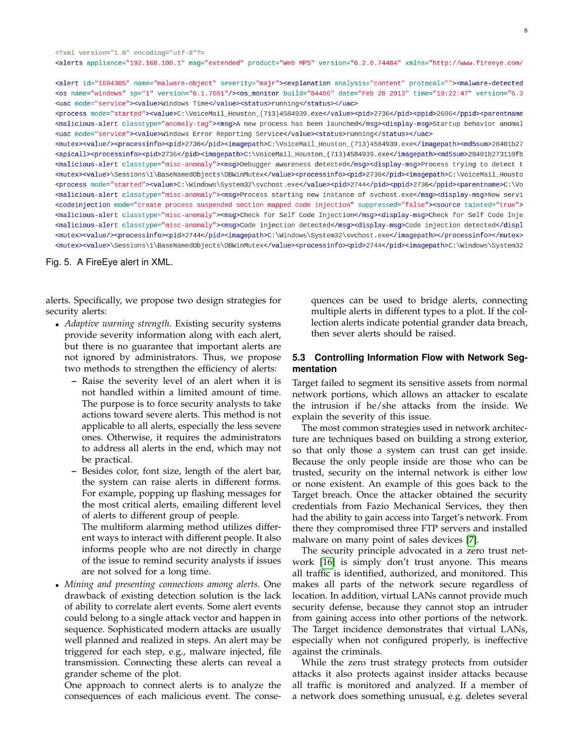```
<?xml version="1.0" encoding="utf-8"?>
<alerts appliance="192.168.100.1" msg="extended" product="Web MPS" version="6.2.0.74484" xmlns="http://www.fireeye.com/

<alert id="1694305" name="malware-object" severity="majr"><explanation analysis="content" protocol=""><malware-detected
<os name="windows" sp="1" version="6.1.7601"/><os_monitor build="84486" date="Feb 28 2013" time="19:22:47" version="6.3
<uac mode="service"><value>Windows Time</value><status>running</status></uac>
<process mode="started"><value>C:\VoiceMail_Houston_(713)4584939.exe</value><pid>2736</pid><ppid>2696</ppid><parentname
<malicious-alert classtype="anomaly-tag"><msg>A new process has been launched</msg><display-msg>Startup behavior anomal
<uac mode="service"><value>Windows Error Reporting Service</value><status>running</status></uac>
<mutex><value/><processinfo><pid>2736</pid><imagepath>C:\VoiceMail_Houston_(713)4584939.exe</imagepath><md5sum>28401b27
<apicall><processinfo><pid>2736</pid><imagepath>C:\VoiceMail_Houston_(713)4584939.exe</imagepath><md5sum>28401b273110fb
<malicious-alert classtype="misc-anomaly"><msg>Debugger awareness detected</msg><display-msg>Process trying to detect t
<mutex><value>\Sessions\1\BaseNamedObjects\DBWinMutex</value><processinfo><pid>2736</pid><imagepath>C:\VoiceMail_Housto
<process mode="started"><value>C:\Windows\System32\svchost.exe</value><pid>2744</pid><ppid>2736</ppid><parentname>C:\Vo
<malicious-alert classtype="misc-anomaly"><msg>Process starting new instance of svchost.exe</msg><display-msg>New servi
<codeinjection mode="create process suspended section mapped code injection" suppressed="false"><source tainted="true">
<malicious-alert classtype="misc-anomaly"><msg>Check for Self Code Injection</msg><display-msg>Check for Self Code Inje
<malicious-alert classtype="misc-anomaly"><msg>Code injection detected</msg><display-msg>Code injection detected</displ
<mutex><value/><processinfo><pid>2744</pid><imagepath>C:\Windows\System32\svchost.exe</imagepath></processinfo></mutex>
<mutex><value>\Sessions\1\BaseNamedObjects\DBWinMutex</value><processinfo><pid>2744</pid><imagepath>C:\Windows\System32
```

Fig. 5. A FireEye alert in XML.

alerts. Specifically, we propose two design strategies for security alerts:

- *Adaptive warning strength.* Existing security systems provide severity information along with each alert, but there is no guarantee that important alerts are not ignored by administrators. Thus, we propose two methods to strengthen the efficiency of alerts:
  - Raise the severity level of an alert when it is not handled within a limited amount of time. The purpose is to force security analysts to take actions toward severe alerts. This method is not applicable to all alerts, especially the less severe ones. Otherwise, it requires the administrators to address all alerts in the end, which may not be practical.
  - Besides color, font size, length of the alert bar, the system can raise alerts in different forms. For example, popping up flashing messages for the most critical alerts, emailing different level of alerts to different group of people.
    The multiform alarming method utilizes different ways to interact with different people. It also informs people who are not directly in charge of the issue to remind security analysts if issues are not solved for a long time.
- *Mining and presenting connections among alerts.* One drawback of existing detection solution is the lack of ability to correlate alert events. Some alert events could belong to a single attack vector and happen in sequence. Sophisticated modern attacks are usually well planned and realized in steps. An alert may be triggered for each step, e.g., malware injected, file transmission. Connecting these alerts can reveal a grander scheme of the plot.
  One approach to connect alerts is to analyze the consequences of each malicious event. The consequences can be used to bridge alerts, connecting multiple alerts in different types to a plot. If the collection alerts indicate potential grander data breach, then sever alerts should be raised.

### 5.3 Controlling Information Flow with Network Segmentation

Target failed to segment its sensitive assets from normal network portions, which allows an attacker to escalate the intrusion if he/she attacks from the inside. We explain the severity of this issue.

The most common strategies used in network architecture are techniques based on building a strong exterior, so that only those a system can trust can get inside. Because the only people inside are those who can be trusted, security on the internal network is either low or none existent. An example of this goes back to the Target breach. Once the attacker obtained the security credentials from Fazio Mechanical Services, they then had the ability to gain access into Target's network. From there they compromised three FTP servers and installed malware on many point of sales devices [7].

The security principle advocated in a zero trust network [16] is simply don't trust anyone. This means all traffic is identified, authorized, and monitored. This makes all parts of the network secure regardless of location. In addition, virtual LANs cannot provide much security defense, because they cannot stop an intruder from gaining access into other portions of the network. The Target incidence demonstrates that virtual LANs, especially when not configured properly, is ineffective against the criminals.

While the zero trust strategy protects from outsider attacks it also protects against insider attacks because all traffic is monitored and analyzed. If a member of a network does something unusual, e.g. deletes several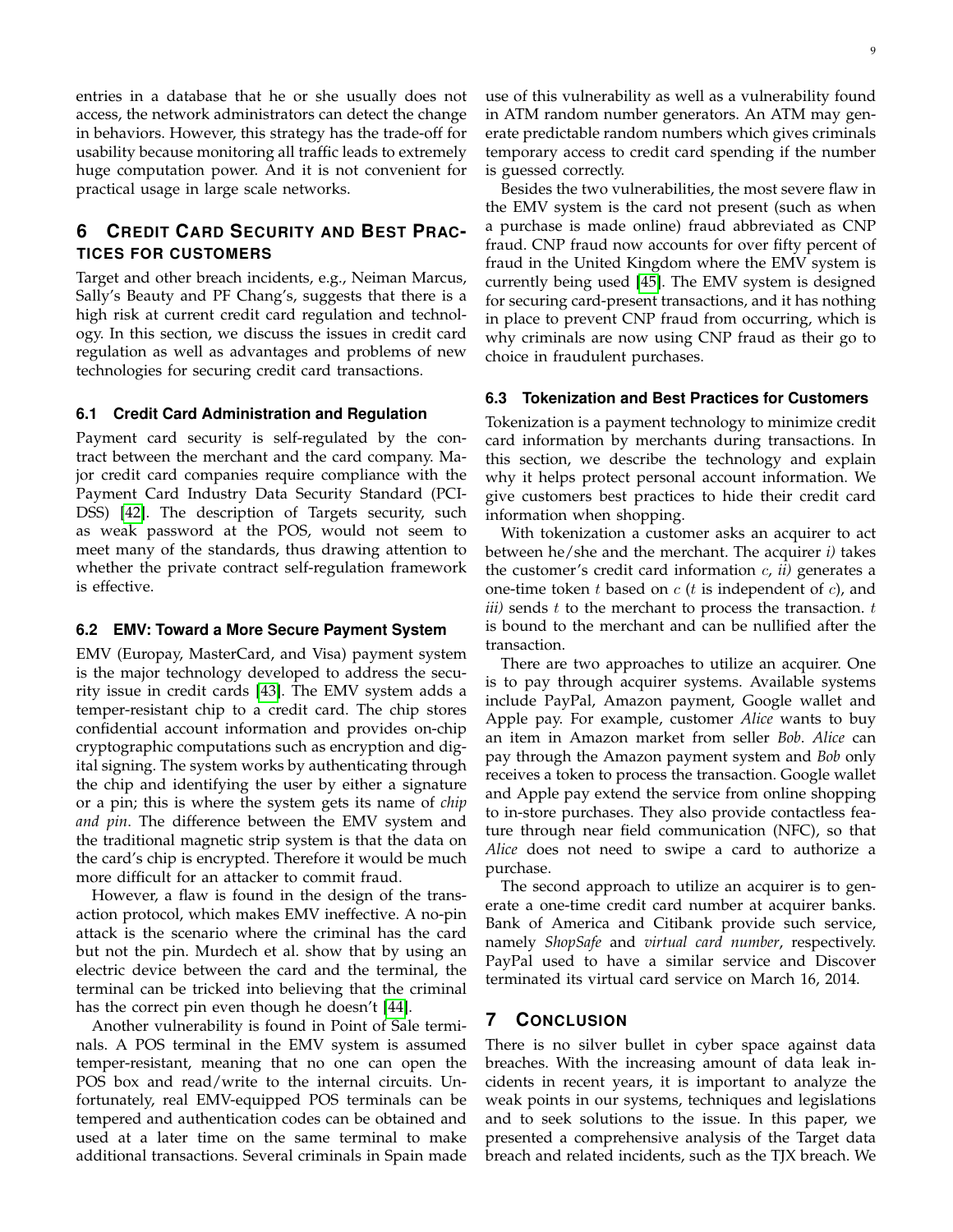entries in a database that he or she usually does not access, the network administrators can detect the change in behaviors. However, this strategy has the trade-off for usability because monitoring all traffic leads to extremely huge computation power. And it is not convenient for practical usage in large scale networks.

## 6 Credit Card Security and Best Practices for customers

Target and other breach incidents, e.g., Neiman Marcus, Sally's Beauty and PF Chang's, suggests that there is a high risk at current credit card regulation and technology. In this section, we discuss the issues in credit card regulation as well as advantages and problems of new technologies for securing credit card transactions.

### 6.1 Credit Card Administration and Regulation

Payment card security is self-regulated by the contract between the merchant and the card company. Major credit card companies require compliance with the Payment Card Industry Data Security Standard (PCI-DSS) [42]. The description of Targets security, such as weak password at the POS, would not seem to meet many of the standards, thus drawing attention to whether the private contract self-regulation framework is effective.

### 6.2 EMV: Toward a More Secure Payment System

EMV (Europay, MasterCard, and Visa) payment system is the major technology developed to address the security issue in credit cards [43]. The EMV system adds a temper-resistant chip to a credit card. The chip stores confidential account information and provides on-chip cryptographic computations such as encryption and digital signing. The system works by authenticating through the chip and identifying the user by either a signature or a pin; this is where the system gets its name of *chip and pin*. The difference between the EMV system and the traditional magnetic strip system is that the data on the card's chip is encrypted. Therefore it would be much more difficult for an attacker to commit fraud.

However, a flaw is found in the design of the transaction protocol, which makes EMV ineffective. A no-pin attack is the scenario where the criminal has the card but not the pin. Murdech et al. show that by using an electric device between the card and the terminal, the terminal can be tricked into believing that the criminal has the correct pin even though he doesn't [44].

Another vulnerability is found in Point of Sale terminals. A POS terminal in the EMV system is assumed temper-resistant, meaning that no one can open the POS box and read/write to the internal circuits. Unfortunately, real EMV-equipped POS terminals can be tempered and authentication codes can be obtained and used at a later time on the same terminal to make additional transactions. Several criminals in Spain made use of this vulnerability as well as a vulnerability found in ATM random number generators. An ATM may generate predictable random numbers which gives criminals temporary access to credit card spending if the number is guessed correctly.

Besides the two vulnerabilities, the most severe flaw in the EMV system is the card not present (such as when a purchase is made online) fraud abbreviated as CNP fraud. CNP fraud now accounts for over fifty percent of fraud in the United Kingdom where the EMV system is currently being used [45]. The EMV system is designed for securing card-present transactions, and it has nothing in place to prevent CNP fraud from occurring, which is why criminals are now using CNP fraud as their go to choice in fraudulent purchases.

### 6.3 Tokenization and Best Practices for Customers

Tokenization is a payment technology to minimize credit card information by merchants during transactions. In this section, we describe the technology and explain why it helps protect personal account information. We give customers best practices to hide their credit card information when shopping.

With tokenization a customer asks an acquirer to act between he/she and the merchant. The acquirer *i)* takes the customer's credit card information $c$, *ii)* generates a one-time token $t$ based on $c$ ($t$ is independent of $c$), and *iii)* sends $t$ to the merchant to process the transaction. $t$ is bound to the merchant and can be nullified after the transaction.

There are two approaches to utilize an acquirer. One is to pay through acquirer systems. Available systems include PayPal, Amazon payment, Google wallet and Apple pay. For example, customer *Alice* wants to buy an item in Amazon market from seller *Bob*. *Alice* can pay through the Amazon payment system and *Bob* only receives a token to process the transaction. Google wallet and Apple pay extend the service from online shopping to in-store purchases. They also provide contactless feature through near field communication (NFC), so that *Alice* does not need to swipe a card to authorize a purchase.

The second approach to utilize an acquirer is to generate a one-time credit card number at acquirer banks. Bank of America and Citibank provide such service, namely *ShopSafe* and *virtual card number*, respectively. PayPal used to have a similar service and Discover terminated its virtual card service on March 16, 2014.

## 7 Conclusion

There is no silver bullet in cyber space against data breaches. With the increasing amount of data leak incidents in recent years, it is important to analyze the weak points in our systems, techniques and legislations and to seek solutions to the issue. In this paper, we presented a comprehensive analysis of the Target data breach and related incidents, such as the TJX breach. We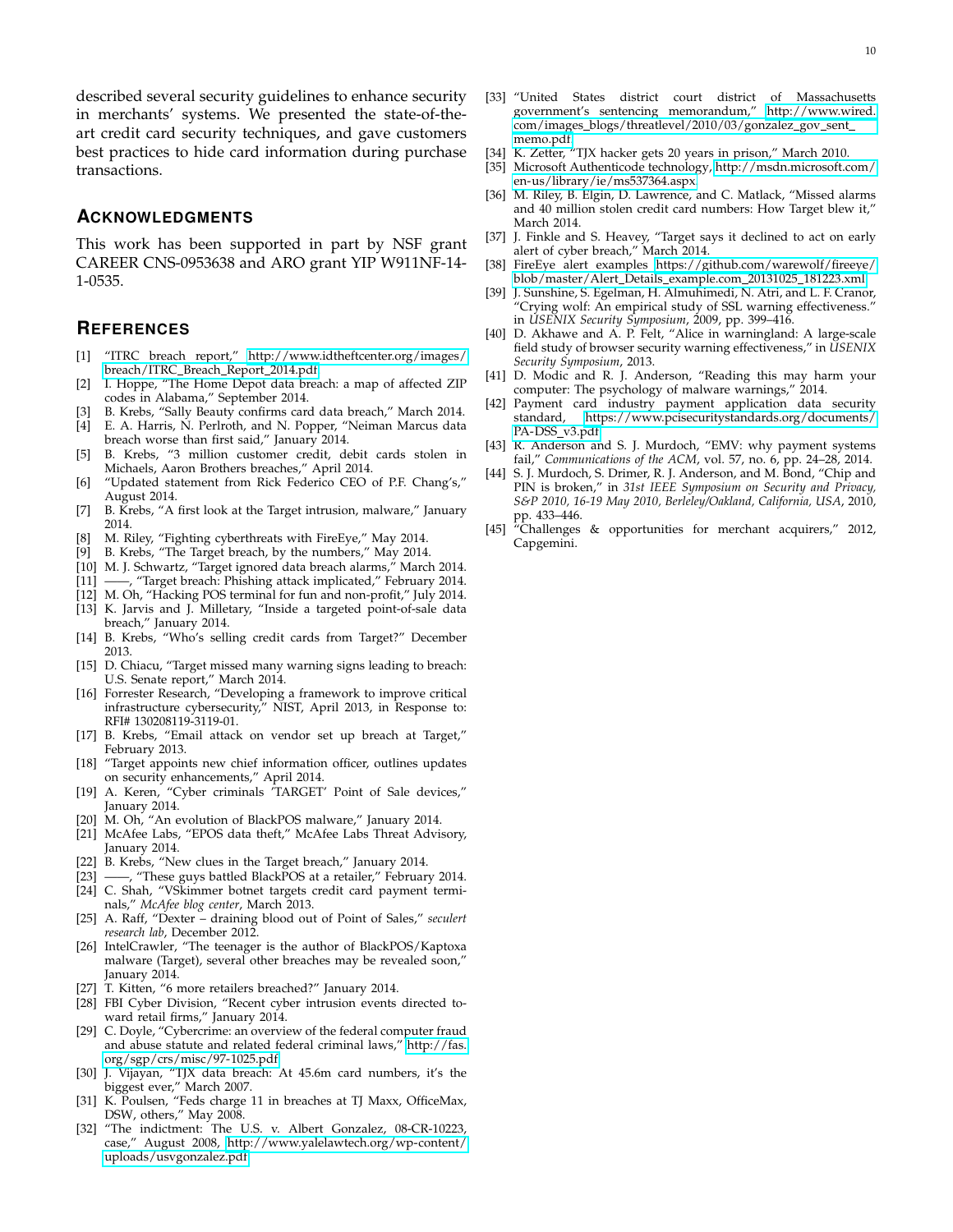described several security guidelines to enhance security in merchants' systems. We presented the state-of-the-art credit card security techniques, and gave customers best practices to hide card information during purchase transactions.

## Acknowledgments

This work has been supported in part by NSF grant CAREER CNS-0953638 and ARO grant YIP W911NF-14-1-0535.

## References

[1] "ITRC breach report," http://www.idtheftcenter.org/images/breach/ITRC_Breach_Report_2014.pdf.

[2] I. Hoppe, "The Home Depot data breach: a map of affected ZIP codes in Alabama," September 2014.

[3] B. Krebs, "Sally Beauty confirms card data breach," March 2014.

[4] E. A. Harris, N. Perlroth, and N. Popper, "Neiman Marcus data breach worse than first said," January 2014.

[5] B. Krebs, "3 million customer credit, debit cards stolen in Michaels, Aaron Brothers breaches," April 2014.

[6] "Updated statement from Rick Federico CEO of P.F. Chang's," August 2014.

[7] B. Krebs, "A first look at the Target intrusion, malware," January 2014.

[8] M. Riley, "Fighting cyberthreats with FireEye," May 2014.

[9] B. Krebs, "The Target breach, by the numbers," May 2014.

[10] M. J. Schwartz, "Target ignored data breach alarms," March 2014.

[11] ——, "Target breach: Phishing attack implicated," February 2014.

[12] M. Oh, "Hacking POS terminal for fun and non-profit," July 2014.

[13] K. Jarvis and J. Milletary, "Inside a targeted point-of-sale data breach," January 2014.

[14] B. Krebs, "Who's selling credit cards from Target?" December 2013.

[15] D. Chiacu, "Target missed many warning signs leading to breach: U.S. Senate report," March 2014.

[16] Forrester Research, "Developing a framework to improve critical infrastructure cybersecurity," NIST, April 2013, in Response to: RFI# 130208119-3119-01.

[17] B. Krebs, "Email attack on vendor set up breach at Target," February 2013.

[18] "Target appoints new chief information officer, outlines updates on security enhancements," April 2014.

[19] A. Keren, "Cyber criminals 'TARGET' Point of Sale devices," January 2014.

[20] M. Oh, "An evolution of BlackPOS malware," January 2014.

[21] McAfee Labs, "EPOS data theft," McAfee Labs Threat Advisory, January 2014.

[22] B. Krebs, "New clues in the Target breach," January 2014.

[23] ——, "These guys battled BlackPOS at a retailer," February 2014.

[24] C. Shah, "VSkimmer botnet targets credit card payment terminals," *McAfee blog center*, March 2013.

[25] A. Raff, "Dexter – draining blood out of Point of Sales," *seculert research lab*, December 2012.

[26] IntelCrawler, "The teenager is the author of BlackPOS/Kaptoxa malware (Target), several other breaches may be revealed soon," January 2014.

[27] T. Kitten, "6 more retailers breached?" January 2014.

[28] FBI Cyber Division, "Recent cyber intrusion events directed toward retail firms," January 2014.

[29] C. Doyle, "Cybercrime: an overview of the federal computer fraud and abuse statute and related federal criminal laws," http://fas.org/sgp/crs/misc/97-1025.pdf.

[30] J. Vijayan, "TJX data breach: At 45.6m card numbers, it's the biggest ever," March 2007.

[31] K. Poulsen, "Feds charge 11 in breaches at TJ Maxx, OfficeMax, DSW, others," May 2008.

[32] "The indictment: The U.S. v. Albert Gonzalez, 08-CR-10223, case," August 2008, http://www.yalelawtech.org/wp-content/uploads/usvgonzalez.pdf.

[33] "United States district court district of Massachusetts government's sentencing memorandum," http://www.wired.com/images_blogs/threatlevel/2010/03/gonzalez_gov_sent_memo.pdf.

[34] K. Zetter, "TJX hacker gets 20 years in prison," March 2010.

[35] Microsoft Authenticode technology, http://msdn.microsoft.com/en-us/library/ie/ms537364.aspx.

[36] M. Riley, B. Elgin, D. Lawrence, and C. Matlack, "Missed alarms and 40 million stolen credit card numbers: How Target blew it," March 2014.

[37] J. Finkle and S. Heavey, "Target says it declined to act on early alert of cyber breach," March 2014.

[38] FireEye alert examples https://github.com/warewolf/fireeye/blob/master/Alert_Details_example.com_20131025_181223.xml.

[39] J. Sunshine, S. Egelman, H. Almuhimedi, N. Atri, and L. F. Cranor, "Crying wolf: An empirical study of SSL warning effectiveness." in *USENIX Security Symposium*, 2009, pp. 399–416.

[40] D. Akhawe and A. P. Felt, "Alice in warningland: A large-scale field study of browser security warning effectiveness," in *USENIX Security Symposium*, 2013.

[41] D. Modic and R. J. Anderson, "Reading this may harm your computer: The psychology of malware warnings," 2014.

[42] Payment card industry payment application data security standard, https://www.pcisecuritystandards.org/documents/PA-DSS_v3.pdf.

[43] R. Anderson and S. J. Murdoch, "EMV: why payment systems fail," *Communications of the ACM*, vol. 57, no. 6, pp. 24–28, 2014.

[44] S. J. Murdoch, S. Drimer, R. J. Anderson, and M. Bond, "Chip and PIN is broken," in *31st IEEE Symposium on Security and Privacy, S&P 2010, 16-19 May 2010, Berleley/Oakland, California, USA*, 2010, pp. 433–446.

[45] "Challenges & opportunities for merchant acquirers," 2012, Capgemini.